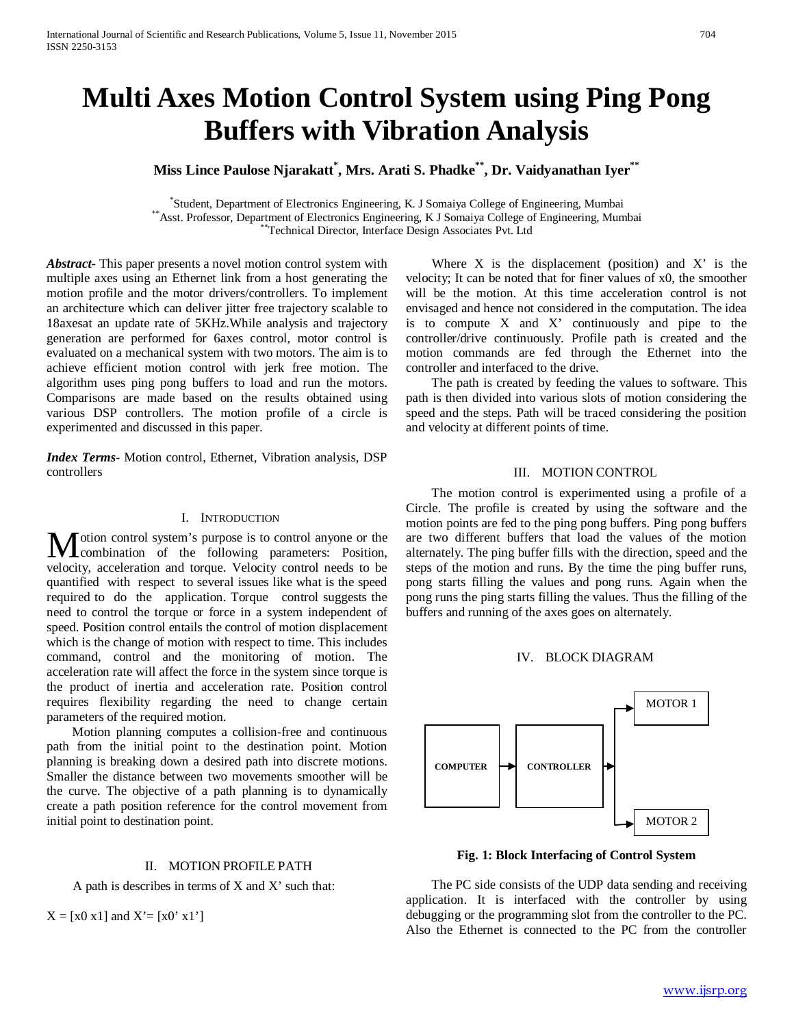# Multi Axes Motion Control System using Ping Pong Buffers with Vibration Analysis

**Miss Lince Paulose Njarakatt[*], Mrs. Arati S. Phadke[**], Dr. Vaidyanathan Iyer[**]**

[*]Student, Department of Electronics Engineering, K. J Somaiya College of Engineering, Mumbai
[**]Asst. Professor, Department of Electronics Engineering, K J Somaiya College of Engineering, Mumbai
[**]Technical Director, Interface Design Associates Pvt. Ltd

***Abstract***- This paper presents a novel motion control system with multiple axes using an Ethernet link from a host generating the motion profile and the motor drivers/controllers. To implement an architecture which can deliver jitter free trajectory scalable to 18axesat an update rate of 5KHz.While analysis and trajectory generation are performed for 6axes control, motor control is evaluated on a mechanical system with two motors. The aim is to achieve efficient motion control with jerk free motion. The algorithm uses ping pong buffers to load and run the motors. Comparisons are made based on the results obtained using various DSP controllers. The motion profile of a circle is experimented and discussed in this paper.

***Index Terms***- Motion control, Ethernet, Vibration analysis, DSP controllers

## I. Introduction

Motion control system's purpose is to control anyone or the combination of the following parameters: Position, velocity, acceleration and torque. Velocity control needs to be quantified with respect to several issues like what is the speed required to do the application. Torque control suggests the need to control the torque or force in a system independent of speed. Position control entails the control of motion displacement which is the change of motion with respect to time. This includes command, control and the monitoring of motion. The acceleration rate will affect the force in the system since torque is the product of inertia and acceleration rate. Position control requires flexibility regarding the need to change certain parameters of the required motion.

Motion planning computes a collision-free and continuous path from the initial point to the destination point. Motion planning is breaking down a desired path into discrete motions. Smaller the distance between two movements smoother will be the curve. The objective of a path planning is to dynamically create a path position reference for the control movement from initial point to destination point.

## II. Motion Profile Path

A path is describes in terms of X and X' such that:

$X = [x0\ x1]$ and $X' = [x0'\ x1']$

Where X is the displacement (position) and X' is the velocity; It can be noted that for finer values of x0, the smoother will be the motion. At this time acceleration control is not envisaged and hence not considered in the computation. The idea is to compute X and X' continuously and pipe to the controller/drive continuously. Profile path is created and the motion commands are fed through the Ethernet into the controller and interfaced to the drive.

The path is created by feeding the values to software. This path is then divided into various slots of motion considering the speed and the steps. Path will be traced considering the position and velocity at different points of time.

## III. Motion Control

The motion control is experimented using a profile of a Circle. The profile is created by using the software and the motion points are fed to the ping pong buffers. Ping pong buffers are two different buffers that load the values of the motion alternately. The ping buffer fills with the direction, speed and the steps of the motion and runs. By the time the ping buffer runs, pong starts filling the values and pong runs. Again when the pong runs the ping starts filling the values. Thus the filling of the buffers and running of the axes goes on alternately.

## IV. Block Diagram

COMPUTER → CONTROLLER → MOTOR 1, MOTOR 2

**Fig. 1: Block Interfacing of Control System**

The PC side consists of the UDP data sending and receiving application. It is interfaced with the controller by using debugging or the programming slot from the controller to the PC. Also the Ethernet is connected to the PC from the controller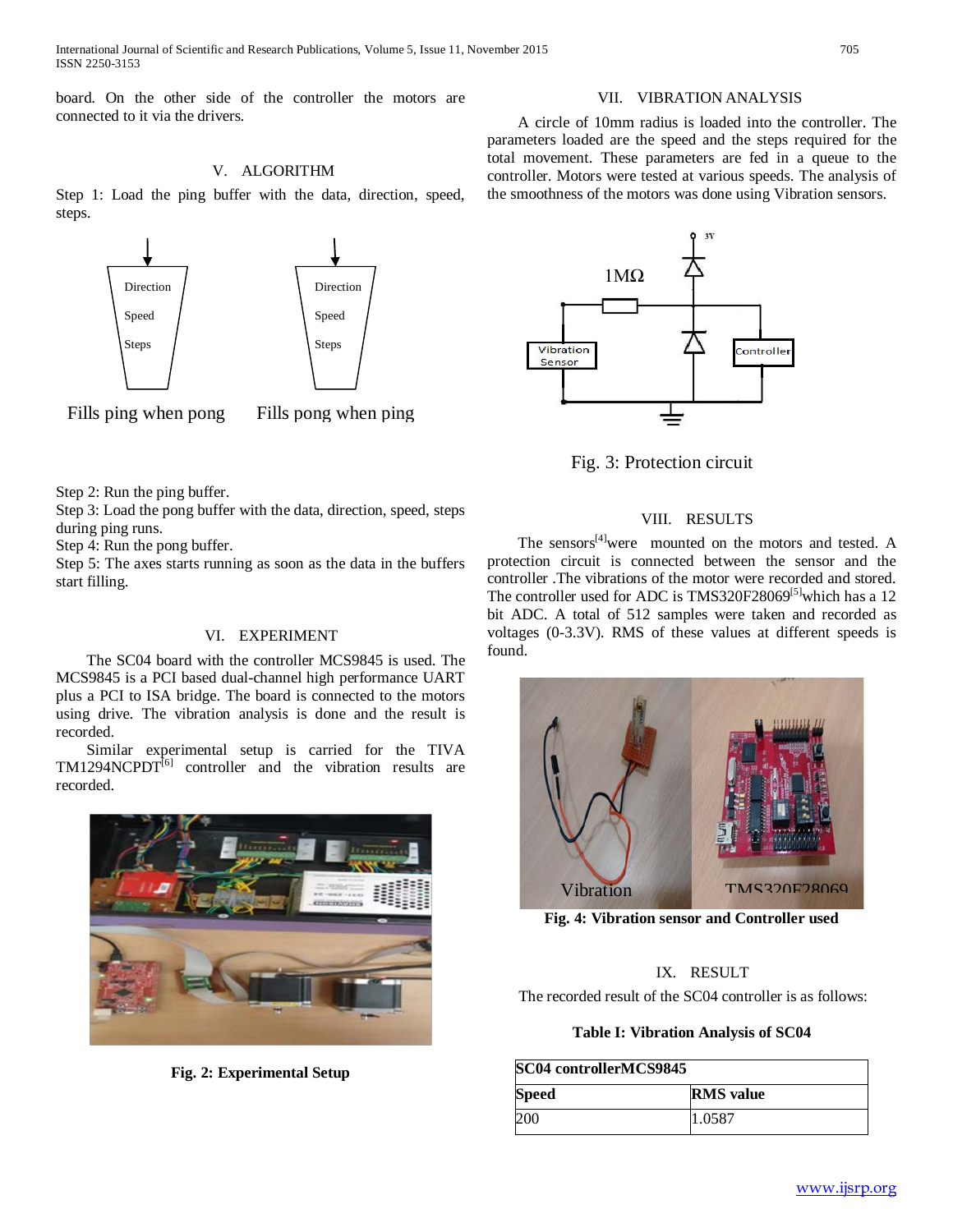board. On the other side of the controller the motors are connected to it via the drivers.

## V. ALGORITHM

Step 1: Load the ping buffer with the data, direction, speed, steps.

Fills ping when pong     Fills pong when ping

Step 2: Run the ping buffer.
Step 3: Load the pong buffer with the data, direction, speed, steps during ping runs.
Step 4: Run the pong buffer.
Step 5: The axes starts running as soon as the data in the buffers start filling.

## VI. EXPERIMENT

The SC04 board with the controller MCS9845 is used. The MCS9845 is a PCI based dual-channel high performance UART plus a PCI to ISA bridge. The board is connected to the motors using drive. The vibration analysis is done and the result is recorded.

Similar experimental setup is carried for the TIVA TM1294NCPDT[6] controller and the vibration results are recorded.

**Fig. 2: Experimental Setup**

## VII. VIBRATION ANALYSIS

A circle of 10mm radius is loaded into the controller. The parameters loaded are the speed and the steps required for the total movement. These parameters are fed in a queue to the controller. Motors were tested at various speeds. The analysis of the smoothness of the motors was done using Vibration sensors.

Fig. 3: Protection circuit

## VIII. RESULTS

The sensors[4]were mounted on the motors and tested. A protection circuit is connected between the sensor and the controller .The vibrations of the motor were recorded and stored. The controller used for ADC is TMS320F28069[5]which has a 12 bit ADC. A total of 512 samples were taken and recorded as voltages (0-3.3V). RMS of these values at different speeds is found.

**Fig. 4: Vibration sensor and Controller used**

## IX. RESULT

The recorded result of the SC04 controller is as follows:

**Table I: Vibration Analysis of SC04**

| SC04 controllerMCS9845 | |
|---|---|
| **Speed** | **RMS value** |
| 200 | 1.0587 |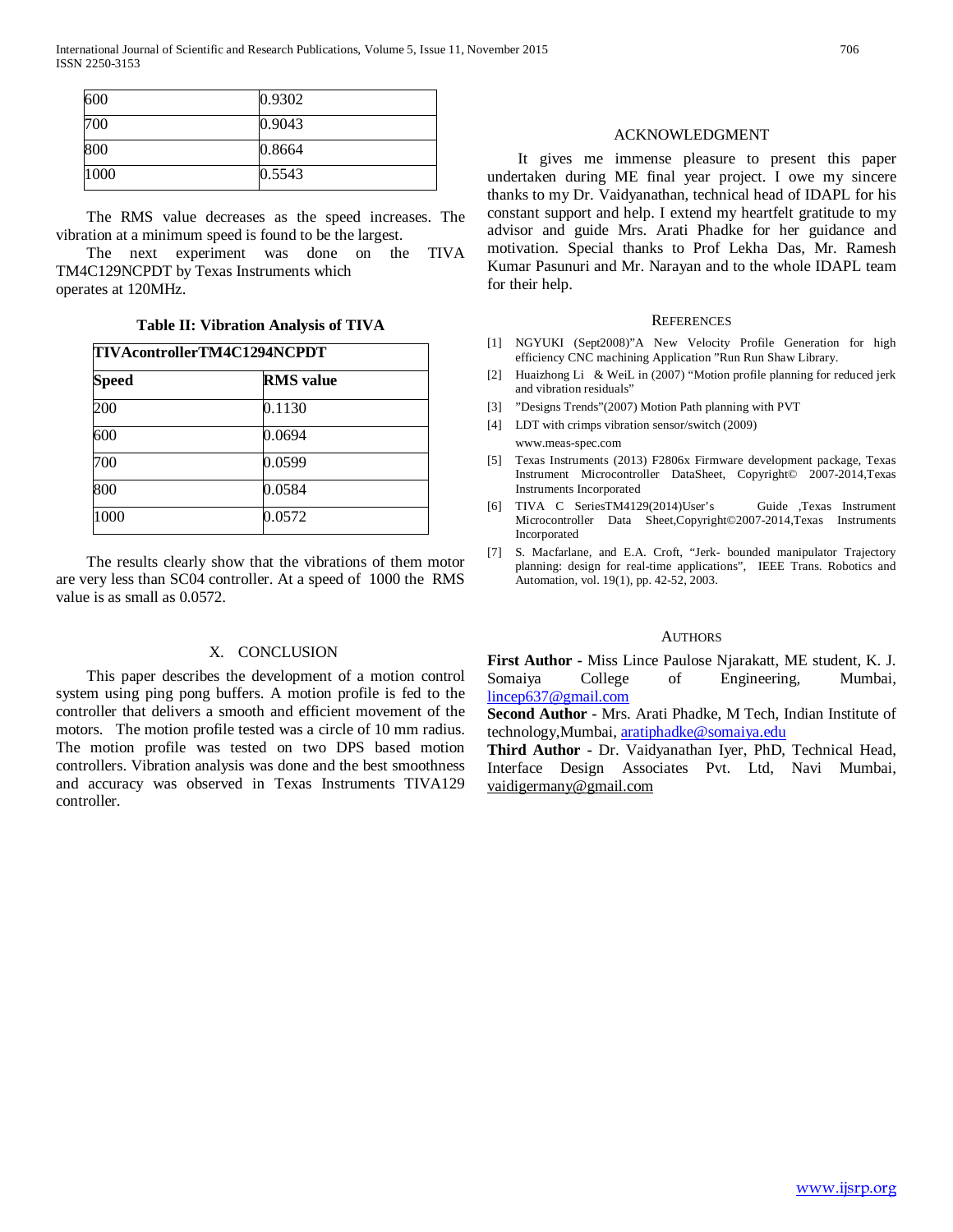| | |
|---|---|
| 600 | 0.9302 |
| 700 | 0.9043 |
| 800 | 0.8664 |
| 1000 | 0.5543 |

The RMS value decreases as the speed increases. The vibration at a minimum speed is found to be the largest.

The next experiment was done on the TIVA TM4C129NCPDT by Texas Instruments which operates at 120MHz.

**Table II: Vibration Analysis of TIVA**

| TIVAcontrollerTM4C1294NCPDT | |
|---|---|
| **Speed** | **RMS value** |
| 200 | 0.1130 |
| 600 | 0.0694 |
| 700 | 0.0599 |
| 800 | 0.0584 |
| 1000 | 0.0572 |

The results clearly show that the vibrations of them motor are very less than SC04 controller. At a speed of 1000 the RMS value is as small as 0.0572.

## X. CONCLUSION

This paper describes the development of a motion control system using ping pong buffers. A motion profile is fed to the controller that delivers a smooth and efficient movement of the motors. The motion profile tested was a circle of 10 mm radius. The motion profile was tested on two DPS based motion controllers. Vibration analysis was done and the best smoothness and accuracy was observed in Texas Instruments TIVA129 controller.

## ACKNOWLEDGMENT

It gives me immense pleasure to present this paper undertaken during ME final year project. I owe my sincere thanks to my Dr. Vaidyanathan, technical head of IDAPL for his constant support and help. I extend my heartfelt gratitude to my advisor and guide Mrs. Arati Phadke for her guidance and motivation. Special thanks to Prof Lekha Das, Mr. Ramesh Kumar Pasunuri and Mr. Narayan and to the whole IDAPL team for their help.

## REFERENCES

[1] NGYUKI (Sept2008)"A New Velocity Profile Generation for high efficiency CNC machining Application "Run Run Shaw Library.

[2] Huaizhong Li & WeiL in (2007) "Motion profile planning for reduced jerk and vibration residuals"

[3] "Designs Trends"(2007) Motion Path planning with PVT

[4] LDT with crimps vibration sensor/switch (2009) www.meas-spec.com

[5] Texas Instruments (2013) F2806x Firmware development package, Texas Instrument Microcontroller DataSheet, Copyright© 2007-2014,Texas Instruments Incorporated

[6] TIVA C SeriesTM4129(2014)User's Guide ,Texas Instrument Microcontroller Data Sheet,Copyright©2007-2014,Texas Instruments Incorporated

[7] S. Macfarlane, and E.A. Croft, "Jerk- bounded manipulator Trajectory planning: design for real-time applications", IEEE Trans. Robotics and Automation, vol. 19(1), pp. 42-52, 2003.

## AUTHORS

**First Author -** Miss Lince Paulose Njarakatt, ME student, K. J. Somaiya College of Engineering, Mumbai, lincep637@gmail.com

**Second Author -** Mrs. Arati Phadke, M Tech, Indian Institute of technology,Mumbai, aratiphadke@somaiya.edu

**Third Author -** Dr. Vaidyanathan Iyer, PhD, Technical Head, Interface Design Associates Pvt. Ltd, Navi Mumbai, vaidigermany@gmail.com